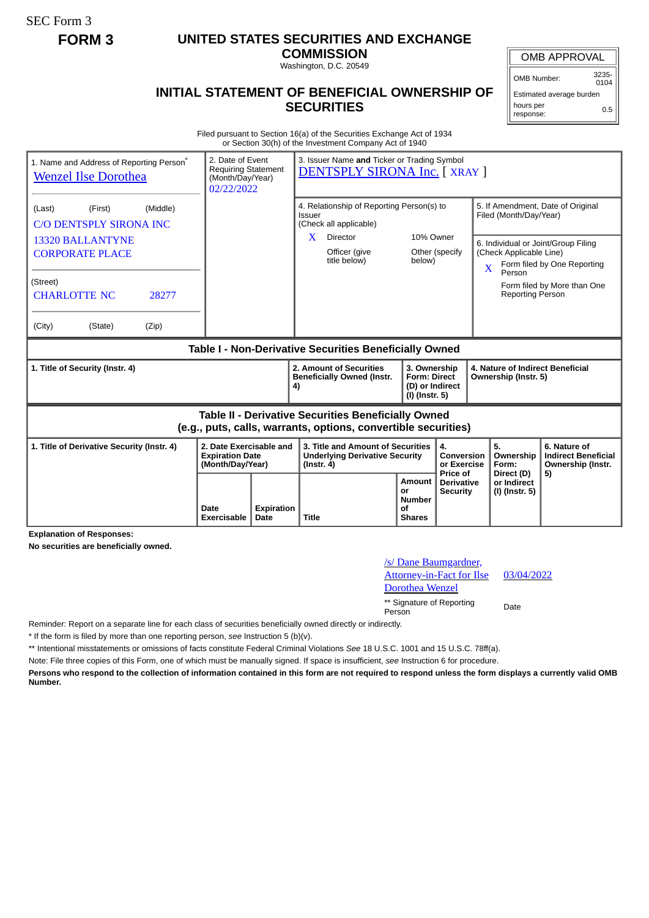SEC Form 3

**FORM 3**

# UNITED STATES SECURITIES AND EXCHANGE COMMISSION

Washington, D.C. 20549

## INITIAL STATEMENT OF BENEFICIAL OWNERSHIP OF SECURITIES

| OMB APPROVAL | |
|---|---|
| OMB Number: | 3235-0104 |
| Estimated average burden | |
| hours per response: | 0.5 |

Filed pursuant to Section 16(a) of the Securities Exchange Act of 1934
or Section 30(h) of the Investment Company Act of 1940

1. Name and Address of Reporting Person*
Wenzel Ilse Dorothea

(Last) (First) (Middle)
C/O DENTSPLY SIRONA INC
13320 BALLANTYNE CORPORATE PLACE

(Street)
CHARLOTTE NC 28277

(City) (State) (Zip)

2. Date of Event Requiring Statement (Month/Day/Year)
02/22/2022

3. Issuer Name **and** Ticker or Trading Symbol
DENTSPLY SIRONA Inc. [ XRAY ]

4. Relationship of Reporting Person(s) to Issuer
(Check all applicable)
X Director
10% Owner
Officer (give title below)
Other (specify below)

5. If Amendment, Date of Original Filed (Month/Day/Year)

6. Individual or Joint/Group Filing (Check Applicable Line)
X Form filed by One Reporting Person
Form filed by More than One Reporting Person

### Table I - Non-Derivative Securities Beneficially Owned

| 1. Title of Security (Instr. 4) | 2. Amount of Securities Beneficially Owned (Instr. 4) | 3. Ownership Form: Direct (D) or Indirect (I) (Instr. 5) | 4. Nature of Indirect Beneficial Ownership (Instr. 5) |
|---|---|---|---|

### Table II - Derivative Securities Beneficially Owned (e.g., puts, calls, warrants, options, convertible securities)

| 1. Title of Derivative Security (Instr. 4) | 2. Date Exercisable and Expiration Date (Month/Day/Year) | | 3. Title and Amount of Securities Underlying Derivative Security (Instr. 4) | | 4. Conversion or Exercise Price of Derivative Security | 5. Ownership Form: Direct (D) or Indirect (I) (Instr. 5) | 6. Nature of Indirect Beneficial Ownership (Instr. 5) |
|---|---|---|---|---|---|---|---|
| | Date Exercisable | Expiration Date | Title | Amount or Number of Shares | | | |

**Explanation of Responses:**

**No securities are beneficially owned.**

/s/ Dane Baumgardner, Attorney-in-Fact for Ilse Dorothea Wenzel — 03/04/2022

** Signature of Reporting Person — Date

Reminder: Report on a separate line for each class of securities beneficially owned directly or indirectly.

* If the form is filed by more than one reporting person, *see* Instruction 5 (b)(v).

** Intentional misstatements or omissions of facts constitute Federal Criminal Violations *See* 18 U.S.C. 1001 and 15 U.S.C. 78ff(a).

Note: File three copies of this Form, one of which must be manually signed. If space is insufficient, *see* Instruction 6 for procedure.

**Persons who respond to the collection of information contained in this form are not required to respond unless the form displays a currently valid OMB Number.**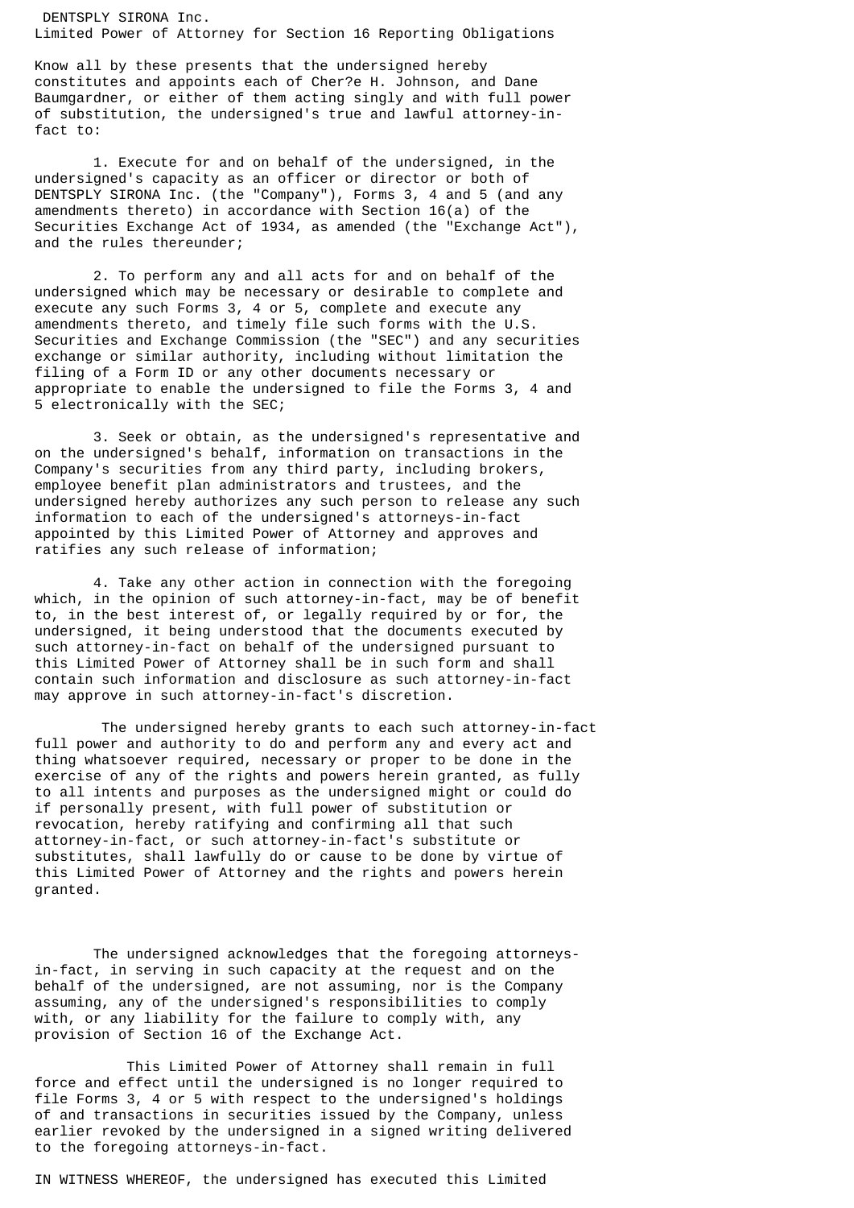DENTSPLY SIRONA Inc.
Limited Power of Attorney for Section 16 Reporting Obligations

Know all by these presents that the undersigned hereby constitutes and appoints each of Cher?e H. Johnson, and Dane Baumgardner, or either of them acting singly and with full power of substitution, the undersigned's true and lawful attorney-in-fact to:

1. Execute for and on behalf of the undersigned, in the undersigned's capacity as an officer or director or both of DENTSPLY SIRONA Inc. (the "Company"), Forms 3, 4 and 5 (and any amendments thereto) in accordance with Section 16(a) of the Securities Exchange Act of 1934, as amended (the "Exchange Act"), and the rules thereunder;

2. To perform any and all acts for and on behalf of the undersigned which may be necessary or desirable to complete and execute any such Forms 3, 4 or 5, complete and execute any amendments thereto, and timely file such forms with the U.S. Securities and Exchange Commission (the "SEC") and any securities exchange or similar authority, including without limitation the filing of a Form ID or any other documents necessary or appropriate to enable the undersigned to file the Forms 3, 4 and 5 electronically with the SEC;

3. Seek or obtain, as the undersigned's representative and on the undersigned's behalf, information on transactions in the Company's securities from any third party, including brokers, employee benefit plan administrators and trustees, and the undersigned hereby authorizes any such person to release any such information to each of the undersigned's attorneys-in-fact appointed by this Limited Power of Attorney and approves and ratifies any such release of information;

4. Take any other action in connection with the foregoing which, in the opinion of such attorney-in-fact, may be of benefit to, in the best interest of, or legally required by or for, the undersigned, it being understood that the documents executed by such attorney-in-fact on behalf of the undersigned pursuant to this Limited Power of Attorney shall be in such form and shall contain such information and disclosure as such attorney-in-fact may approve in such attorney-in-fact's discretion.

The undersigned hereby grants to each such attorney-in-fact full power and authority to do and perform any and every act and thing whatsoever required, necessary or proper to be done in the exercise of any of the rights and powers herein granted, as fully to all intents and purposes as the undersigned might or could do if personally present, with full power of substitution or revocation, hereby ratifying and confirming all that such attorney-in-fact, or such attorney-in-fact's substitute or substitutes, shall lawfully do or cause to be done by virtue of this Limited Power of Attorney and the rights and powers herein granted.

The undersigned acknowledges that the foregoing attorneys-in-fact, in serving in such capacity at the request and on the behalf of the undersigned, are not assuming, nor is the Company assuming, any of the undersigned's responsibilities to comply with, or any liability for the failure to comply with, any provision of Section 16 of the Exchange Act.

This Limited Power of Attorney shall remain in full force and effect until the undersigned is no longer required to file Forms 3, 4 or 5 with respect to the undersigned's holdings of and transactions in securities issued by the Company, unless earlier revoked by the undersigned in a signed writing delivered to the foregoing attorneys-in-fact.

IN WITNESS WHEREOF, the undersigned has executed this Limited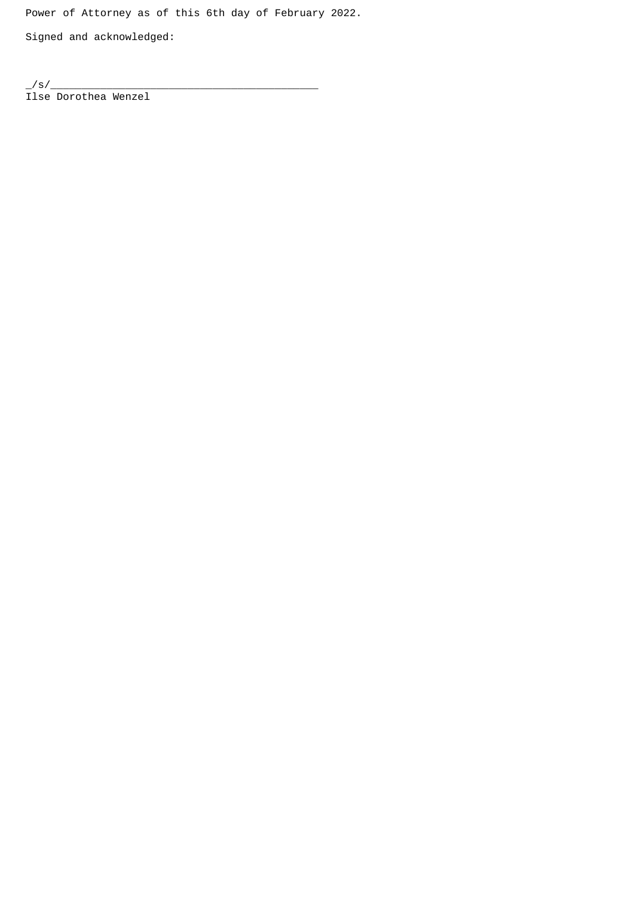Power of Attorney as of this 6th day of February 2022.

Signed and acknowledged:

_/s/____________________________________________
Ilse Dorothea Wenzel